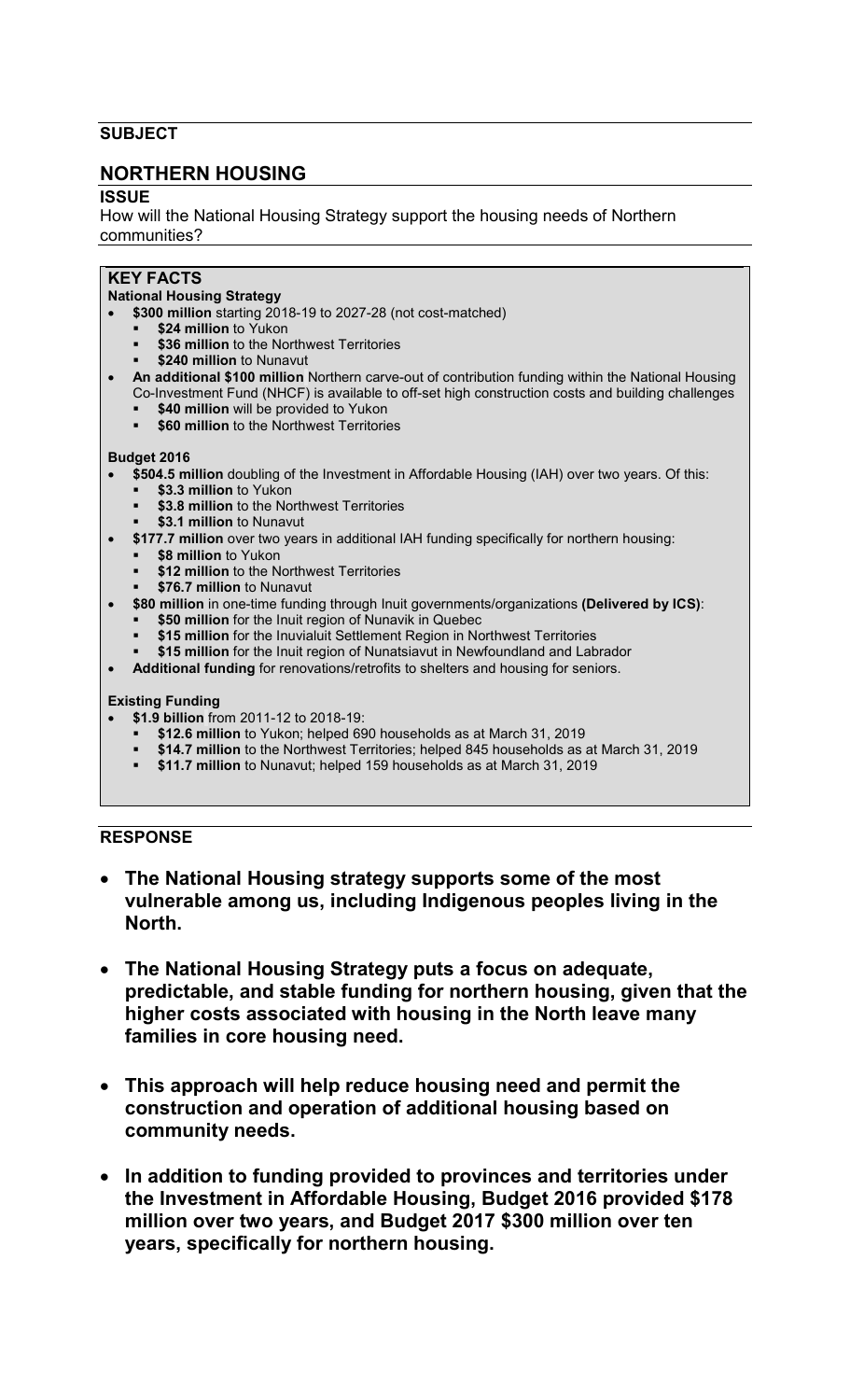**SUBJECT**

## NORTHERN HOUSING

**ISSUE**

How will the National Housing Strategy support the housing needs of Northern communities?

### KEY FACTS

**National Housing Strategy**

- **$300 million** starting 2018-19 to 2027-28 (not cost-matched)
  - **$24 million** to Yukon
  - **$36 million** to the Northwest Territories
  - **$240 million** to Nunavut
- **An additional $100 million** Northern carve-out of contribution funding within the National Housing Co-Investment Fund (NHCF) is available to off-set high construction costs and building challenges
  - **$40 million** will be provided to Yukon
  - **$60 million** to the Northwest Territories

**Budget 2016**

- **$504.5 million** doubling of the Investment in Affordable Housing (IAH) over two years. Of this:
  - **$3.3 million** to Yukon
  - **$3.8 million** to the Northwest Territories
  - **$3.1 million** to Nunavut
- **$177.7 million** over two years in additional IAH funding specifically for northern housing:
  - **$8 million** to Yukon
  - **$12 million** to the Northwest Territories
  - **$76.7 million** to Nunavut
- **$80 million** in one-time funding through Inuit governments/organizations **(Delivered by ICS)**:
  - **$50 million** for the Inuit region of Nunavik in Quebec
  - **$15 million** for the Inuvialuit Settlement Region in Northwest Territories
  - **$15 million** for the Inuit region of Nunatsiavut in Newfoundland and Labrador
- **Additional funding** for renovations/retrofits to shelters and housing for seniors.

**Existing Funding**

- **$1.9 billion** from 2011-12 to 2018-19:
  - **$12.6 million** to Yukon; helped 690 households as at March 31, 2019
  - **$14.7 million** to the Northwest Territories; helped 845 households as at March 31, 2019
  - **$11.7 million** to Nunavut; helped 159 households as at March 31, 2019

**RESPONSE**

- **The National Housing strategy supports some of the most vulnerable among us, including Indigenous peoples living in the North.**
- **The National Housing Strategy puts a focus on adequate, predictable, and stable funding for northern housing, given that the higher costs associated with housing in the North leave many families in core housing need.**
- **This approach will help reduce housing need and permit the construction and operation of additional housing based on community needs.**
- **In addition to funding provided to provinces and territories under the Investment in Affordable Housing, Budget 2016 provided $178 million over two years, and Budget 2017 $300 million over ten years, specifically for northern housing.**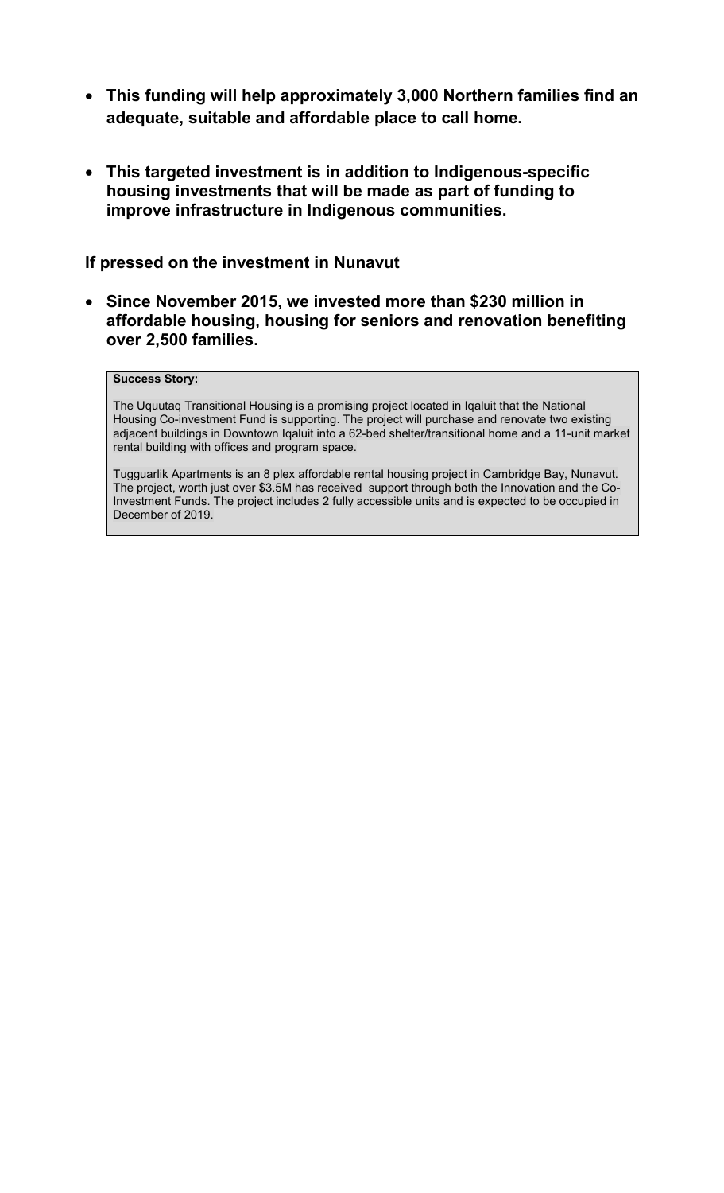- **This funding will help approximately 3,000 Northern families find an adequate, suitable and affordable place to call home.**

- **This targeted investment is in addition to Indigenous-specific housing investments that will be made as part of funding to improve infrastructure in Indigenous communities.**

**If pressed on the investment in Nunavut**

- **Since November 2015, we invested more than $230 million in affordable housing, housing for seniors and renovation benefiting over 2,500 families.**

**Success Story:**

The Uqutaq Transitional Housing is a promising project located in Iqaluit that the National Housing Co-investment Fund is supporting. The project will purchase and renovate two existing adjacent buildings in Downtown Iqaluit into a 62-bed shelter/transitional home and a 11-unit market rental building with offices and program space.

Tugguarlik Apartments is an 8 plex affordable rental housing project in Cambridge Bay, Nunavut. The project, worth just over $3.5M has received support through both the Innovation and the Co-Investment Funds. The project includes 2 fully accessible units and is expected to be occupied in December of 2019.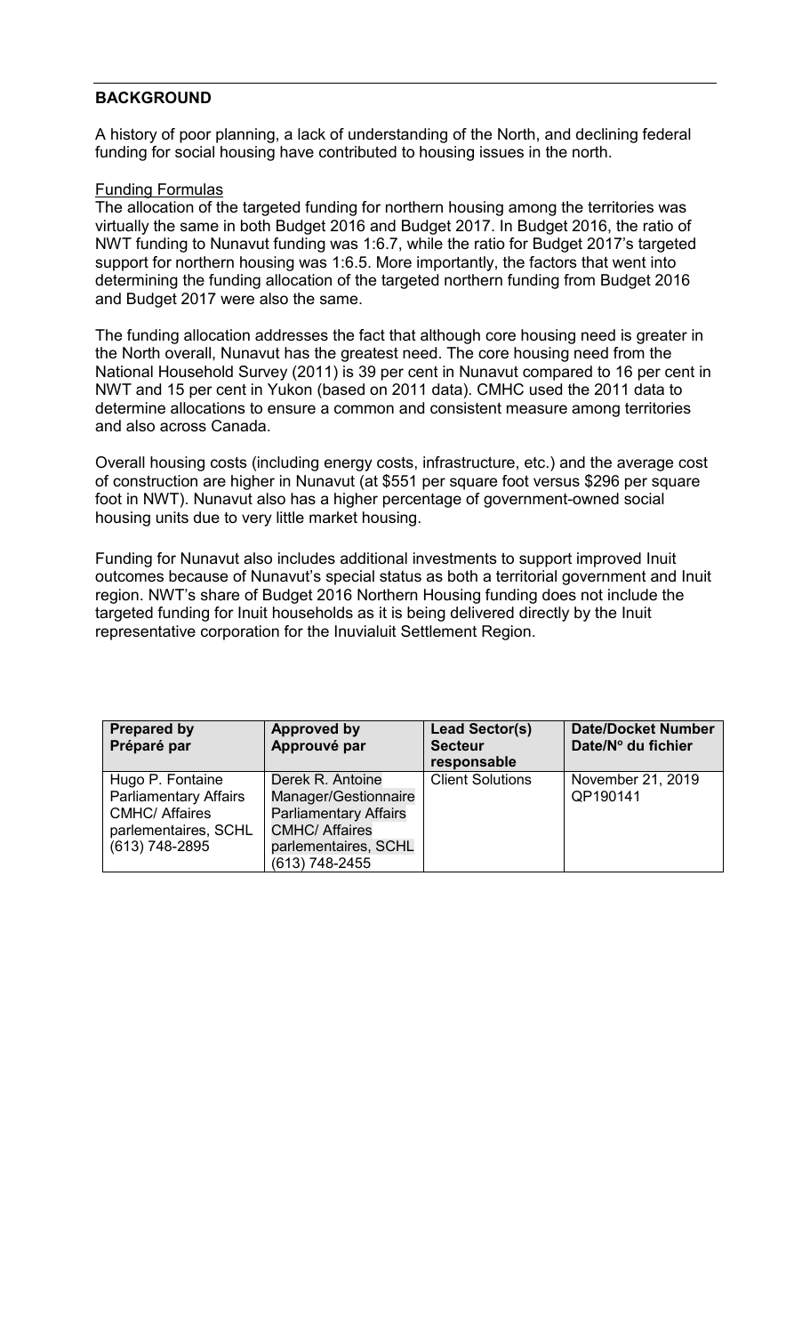## BACKGROUND

A history of poor planning, a lack of understanding of the North, and declining federal funding for social housing have contributed to housing issues in the north.

### Funding Formulas

The allocation of the targeted funding for northern housing among the territories was virtually the same in both Budget 2016 and Budget 2017. In Budget 2016, the ratio of NWT funding to Nunavut funding was 1:6.7, while the ratio for Budget 2017's targeted support for northern housing was 1:6.5. More importantly, the factors that went into determining the funding allocation of the targeted northern funding from Budget 2016 and Budget 2017 were also the same.

The funding allocation addresses the fact that although core housing need is greater in the North overall, Nunavut has the greatest need. The core housing need from the National Household Survey (2011) is 39 per cent in Nunavut compared to 16 per cent in NWT and 15 per cent in Yukon (based on 2011 data). CMHC used the 2011 data to determine allocations to ensure a common and consistent measure among territories and also across Canada.

Overall housing costs (including energy costs, infrastructure, etc.) and the average cost of construction are higher in Nunavut (at $551 per square foot versus $296 per square foot in NWT). Nunavut also has a higher percentage of government-owned social housing units due to very little market housing.

Funding for Nunavut also includes additional investments to support improved Inuit outcomes because of Nunavut's special status as both a territorial government and Inuit region. NWT's share of Budget 2016 Northern Housing funding does not include the targeted funding for Inuit households as it is being delivered directly by the Inuit representative corporation for the Inuvialuit Settlement Region.

| Prepared by<br>Préparé par | Approved by<br>Approuvé par | Lead Sector(s)<br>Secteur responsable | Date/Docket Number<br>Date/N° du fichier |
|---|---|---|---|
| Hugo P. Fontaine<br>Parliamentary Affairs<br>CMHC/ Affaires parlementaires, SCHL<br>(613) 748-2895 | Derek R. Antoine<br>Manager/Gestionnaire<br>Parliamentary Affairs<br>CMHC/ Affaires parlementaires, SCHL<br>(613) 748-2455 | Client Solutions | November 21, 2019<br>QP190141 |